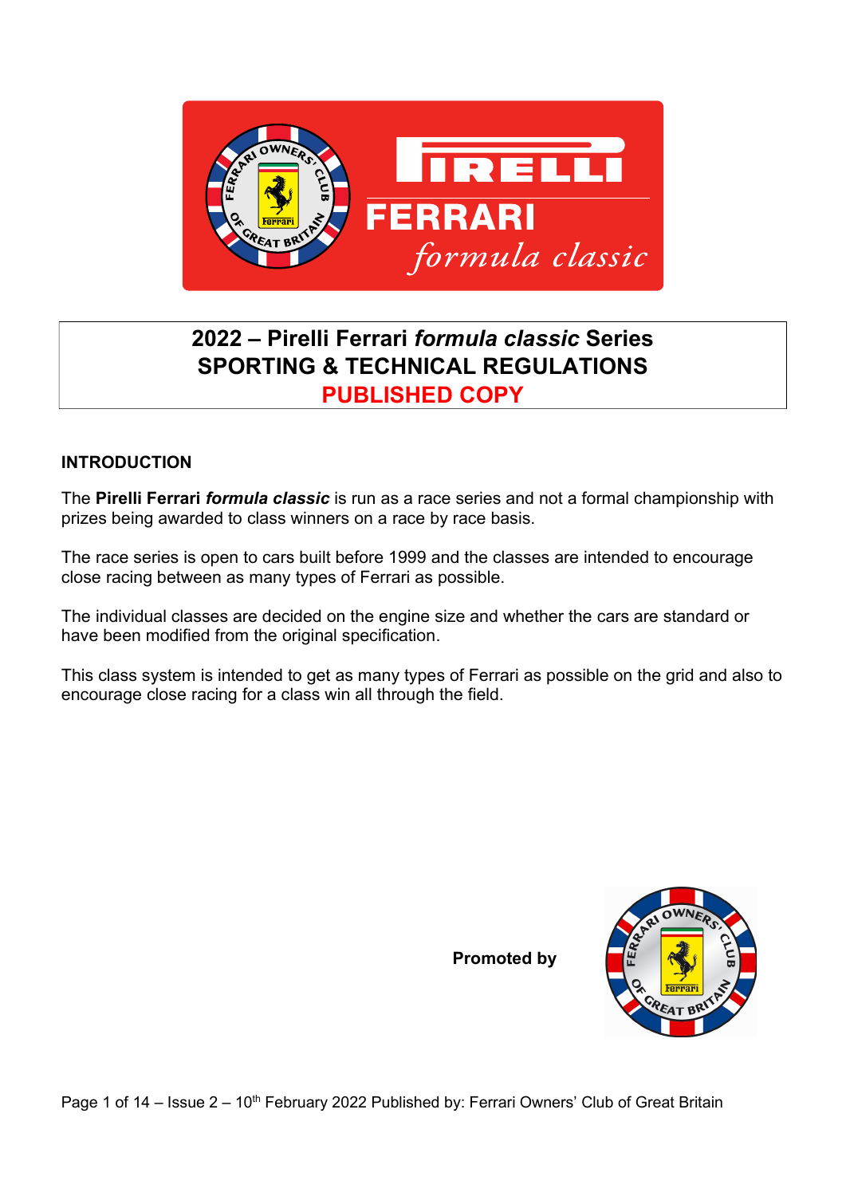# 2022 – Pirelli Ferrari *formula classic* Series
# SPORTING & TECHNICAL REGULATIONS
# PUBLISHED COPY

## INTRODUCTION

The **Pirelli Ferrari *formula classic*** is run as a race series and not a formal championship with prizes being awarded to class winners on a race by race basis.

The race series is open to cars built before 1999 and the classes are intended to encourage close racing between as many types of Ferrari as possible.

The individual classes are decided on the engine size and whether the cars are standard or have been modified from the original specification.

This class system is intended to get as many types of Ferrari as possible on the grid and also to encourage close racing for a class win all through the field.

**Promoted by**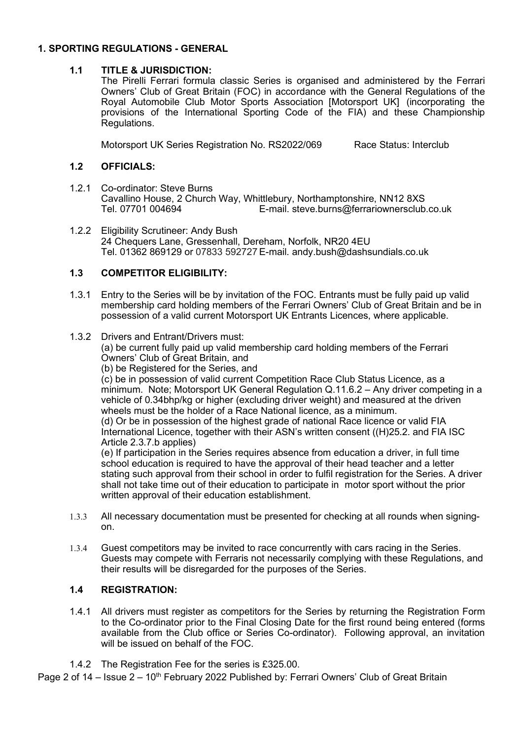## 1. SPORTING REGULATIONS - GENERAL

### 1.1 TITLE & JURISDICTION:

The Pirelli Ferrari formula classic Series is organised and administered by the Ferrari Owners' Club of Great Britain (FOC) in accordance with the General Regulations of the Royal Automobile Club Motor Sports Association [Motorsport UK] (incorporating the provisions of the International Sporting Code of the FIA) and these Championship Regulations.

Motorsport UK Series Registration No. RS2022/069 Race Status: Interclub

### 1.2 OFFICIALS:

1.2.1 Co-ordinator: Steve Burns
Cavallino House, 2 Church Way, Whittlebury, Northamptonshire, NN12 8XS
Tel. 07701 004694 E-mail. steve.burns@ferrariownersclub.co.uk

1.2.2 Eligibility Scrutineer: Andy Bush
24 Chequers Lane, Gressenhall, Dereham, Norfolk, NR20 4EU
Tel. 01362 869129 or 07833 592727 E-mail. andy.bush@dashsundials.co.uk

### 1.3 COMPETITOR ELIGIBILITY:

1.3.1 Entry to the Series will be by invitation of the FOC. Entrants must be fully paid up valid membership card holding members of the Ferrari Owners' Club of Great Britain and be in possession of a valid current Motorsport UK Entrants Licences, where applicable.

1.3.2 Drivers and Entrant/Drivers must:

(a) be current fully paid up valid membership card holding members of the Ferrari Owners' Club of Great Britain, and

(b) be Registered for the Series, and

(c) be in possession of valid current Competition Race Club Status Licence, as a minimum. Note; Motorsport UK General Regulation Q.11.6.2 – Any driver competing in a vehicle of 0.34bhp/kg or higher (excluding driver weight) and measured at the driven wheels must be the holder of a Race National licence, as a minimum.

(d) Or be in possession of the highest grade of national Race licence or valid FIA International Licence, together with their ASN's written consent ((H)25.2. and FIA ISC Article 2.3.7.b applies)

(e) If participation in the Series requires absence from education a driver, in full time school education is required to have the approval of their head teacher and a letter stating such approval from their school in order to fulfil registration for the Series. A driver shall not take time out of their education to participate in motor sport without the prior written approval of their education establishment.

1.3.3 All necessary documentation must be presented for checking at all rounds when signing-on.

1.3.4 Guest competitors may be invited to race concurrently with cars racing in the Series. Guests may compete with Ferraris not necessarily complying with these Regulations, and their results will be disregarded for the purposes of the Series.

### 1.4 REGISTRATION:

1.4.1 All drivers must register as competitors for the Series by returning the Registration Form to the Co-ordinator prior to the Final Closing Date for the first round being entered (forms available from the Club office or Series Co-ordinator). Following approval, an invitation will be issued on behalf of the FOC.

1.4.2 The Registration Fee for the series is £325.00.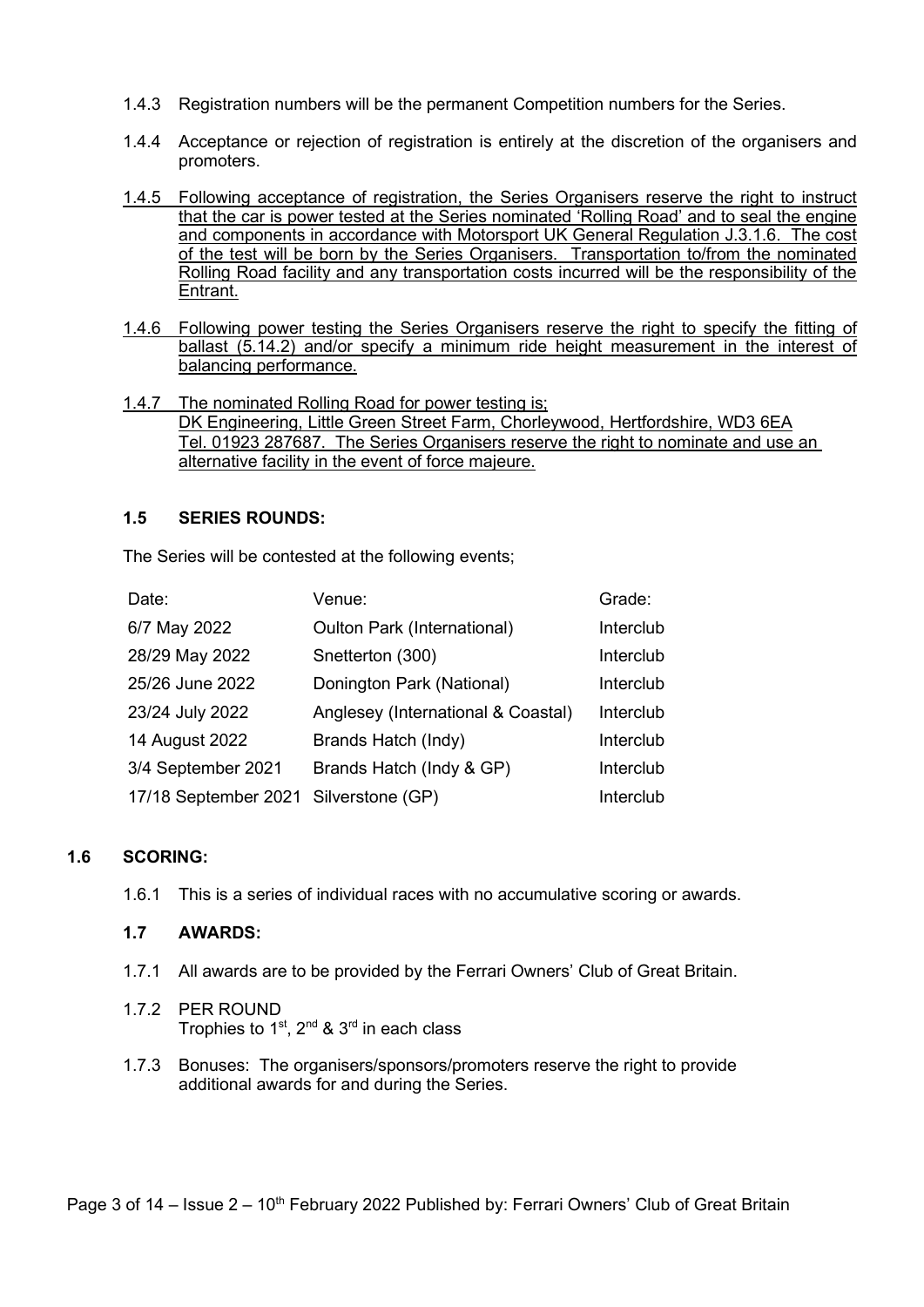1.4.3 Registration numbers will be the permanent Competition numbers for the Series.

1.4.4 Acceptance or rejection of registration is entirely at the discretion of the organisers and promoters.

1.4.5 Following acceptance of registration, the Series Organisers reserve the right to instruct that the car is power tested at the Series nominated 'Rolling Road' and to seal the engine and components in accordance with Motorsport UK General Regulation J.3.1.6. The cost of the test will be born by the Series Organisers. Transportation to/from the nominated Rolling Road facility and any transportation costs incurred will be the responsibility of the Entrant.

1.4.6 Following power testing the Series Organisers reserve the right to specify the fitting of ballast (5.14.2) and/or specify a minimum ride height measurement in the interest of balancing performance.

1.4.7 The nominated Rolling Road for power testing is;
DK Engineering, Little Green Street Farm, Chorleywood, Hertfordshire, WD3 6EA
Tel. 01923 287687. The Series Organisers reserve the right to nominate and use an alternative facility in the event of force majeure.

### 1.5 SERIES ROUNDS:

The Series will be contested at the following events;

| Date: | Venue: | Grade: |
|---|---|---|
| 6/7 May 2022 | Oulton Park (International) | Interclub |
| 28/29 May 2022 | Snetterton (300) | Interclub |
| 25/26 June 2022 | Donington Park (National) | Interclub |
| 23/24 July 2022 | Anglesey (International & Coastal) | Interclub |
| 14 August 2022 | Brands Hatch (Indy) | Interclub |
| 3/4 September 2021 | Brands Hatch (Indy & GP) | Interclub |
| 17/18 September 2021 | Silverstone (GP) | Interclub |

## 1.6 SCORING:

1.6.1 This is a series of individual races with no accumulative scoring or awards.

### 1.7 AWARDS:

1.7.1 All awards are to be provided by the Ferrari Owners' Club of Great Britain.

1.7.2 PER ROUND
Trophies to 1st, 2nd & 3rd in each class

1.7.3 Bonuses: The organisers/sponsors/promoters reserve the right to provide additional awards for and during the Series.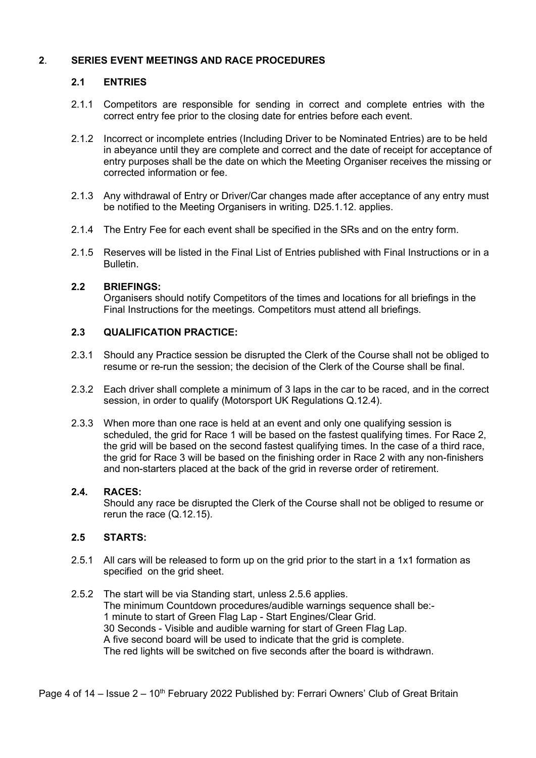## 2. SERIES EVENT MEETINGS AND RACE PROCEDURES

### 2.1 ENTRIES

2.1.1 Competitors are responsible for sending in correct and complete entries with the correct entry fee prior to the closing date for entries before each event.

2.1.2 Incorrect or incomplete entries (Including Driver to be Nominated Entries) are to be held in abeyance until they are complete and correct and the date of receipt for acceptance of entry purposes shall be the date on which the Meeting Organiser receives the missing or corrected information or fee.

2.1.3 Any withdrawal of Entry or Driver/Car changes made after acceptance of any entry must be notified to the Meeting Organisers in writing. D25.1.12. applies.

2.1.4 The Entry Fee for each event shall be specified in the SRs and on the entry form.

2.1.5 Reserves will be listed in the Final List of Entries published with Final Instructions or in a Bulletin.

### 2.2 BRIEFINGS:

Organisers should notify Competitors of the times and locations for all briefings in the Final Instructions for the meetings. Competitors must attend all briefings.

### 2.3 QUALIFICATION PRACTICE:

2.3.1 Should any Practice session be disrupted the Clerk of the Course shall not be obliged to resume or re-run the session; the decision of the Clerk of the Course shall be final.

2.3.2 Each driver shall complete a minimum of 3 laps in the car to be raced, and in the correct session, in order to qualify (Motorsport UK Regulations Q.12.4).

2.3.3 When more than one race is held at an event and only one qualifying session is scheduled, the grid for Race 1 will be based on the fastest qualifying times. For Race 2, the grid will be based on the second fastest qualifying times. In the case of a third race, the grid for Race 3 will be based on the finishing order in Race 2 with any non-finishers and non-starters placed at the back of the grid in reverse order of retirement.

### 2.4. RACES:

Should any race be disrupted the Clerk of the Course shall not be obliged to resume or rerun the race (Q.12.15).

### 2.5 STARTS:

2.5.1 All cars will be released to form up on the grid prior to the start in a 1x1 formation as specified on the grid sheet.

2.5.2 The start will be via Standing start, unless 2.5.6 applies.
The minimum Countdown procedures/audible warnings sequence shall be:-
1 minute to start of Green Flag Lap - Start Engines/Clear Grid.
30 Seconds - Visible and audible warning for start of Green Flag Lap.
A five second board will be used to indicate that the grid is complete.
The red lights will be switched on five seconds after the board is withdrawn.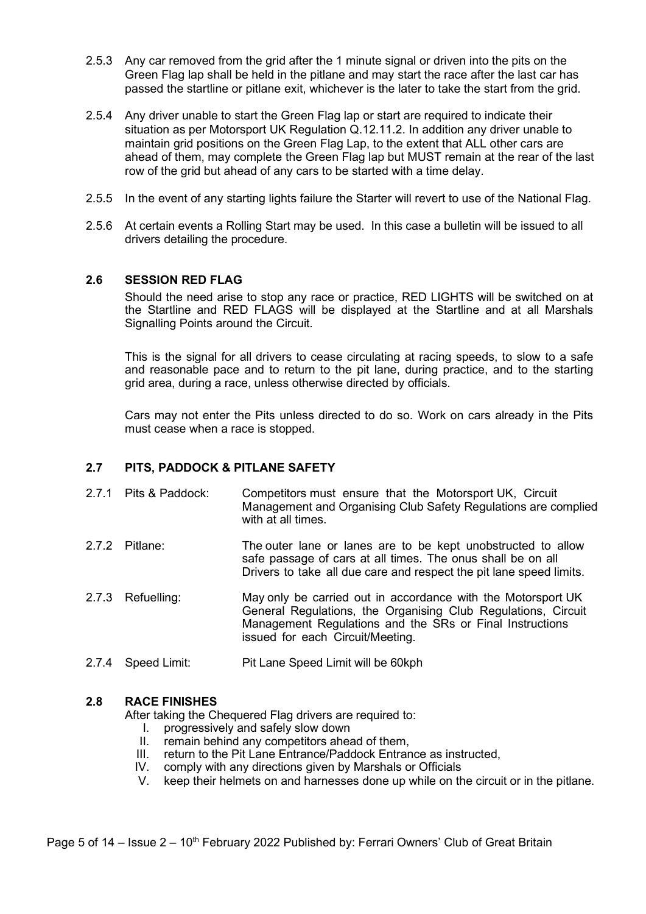2.5.3 Any car removed from the grid after the 1 minute signal or driven into the pits on the Green Flag lap shall be held in the pitlane and may start the race after the last car has passed the startline or pitlane exit, whichever is the later to take the start from the grid.

2.5.4 Any driver unable to start the Green Flag lap or start are required to indicate their situation as per Motorsport UK Regulation Q.12.11.2. In addition any driver unable to maintain grid positions on the Green Flag Lap, to the extent that ALL other cars are ahead of them, may complete the Green Flag lap but MUST remain at the rear of the last row of the grid but ahead of any cars to be started with a time delay.

2.5.5 In the event of any starting lights failure the Starter will revert to use of the National Flag.

2.5.6 At certain events a Rolling Start may be used. In this case a bulletin will be issued to all drivers detailing the procedure.

### 2.6 SESSION RED FLAG

Should the need arise to stop any race or practice, RED LIGHTS will be switched on at the Startline and RED FLAGS will be displayed at the Startline and at all Marshals Signalling Points around the Circuit.

This is the signal for all drivers to cease circulating at racing speeds, to slow to a safe and reasonable pace and to return to the pit lane, during practice, and to the starting grid area, during a race, unless otherwise directed by officials.

Cars may not enter the Pits unless directed to do so. Work on cars already in the Pits must cease when a race is stopped.

### 2.7 PITS, PADDOCK & PITLANE SAFETY

2.7.1 Pits & Paddock: Competitors must ensure that the Motorsport UK, Circuit Management and Organising Club Safety Regulations are complied with at all times.

2.7.2 Pitlane: The outer lane or lanes are to be kept unobstructed to allow safe passage of cars at all times. The onus shall be on all Drivers to take all due care and respect the pit lane speed limits.

2.7.3 Refuelling: May only be carried out in accordance with the Motorsport UK General Regulations, the Organising Club Regulations, Circuit Management Regulations and the SRs or Final Instructions issued for each Circuit/Meeting.

2.7.4 Speed Limit: Pit Lane Speed Limit will be 60kph

### 2.8 RACE FINISHES

After taking the Chequered Flag drivers are required to:

I. progressively and safely slow down
II. remain behind any competitors ahead of them,
III. return to the Pit Lane Entrance/Paddock Entrance as instructed,
IV. comply with any directions given by Marshals or Officials
V. keep their helmets on and harnesses done up while on the circuit or in the pitlane.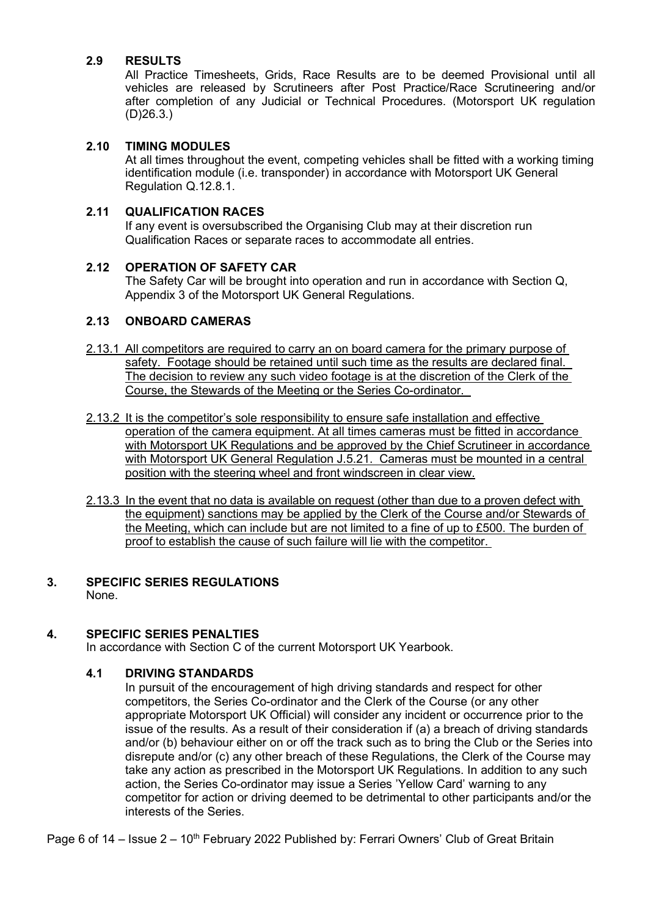### 2.9 RESULTS

All Practice Timesheets, Grids, Race Results are to be deemed Provisional until all vehicles are released by Scrutineers after Post Practice/Race Scrutineering and/or after completion of any Judicial or Technical Procedures. (Motorsport UK regulation (D)26.3.)

### 2.10 TIMING MODULES

At all times throughout the event, competing vehicles shall be fitted with a working timing identification module (i.e. transponder) in accordance with Motorsport UK General Regulation Q.12.8.1.

### 2.11 QUALIFICATION RACES

If any event is oversubscribed the Organising Club may at their discretion run Qualification Races or separate races to accommodate all entries.

### 2.12 OPERATION OF SAFETY CAR

The Safety Car will be brought into operation and run in accordance with Section Q, Appendix 3 of the Motorsport UK General Regulations.

### 2.13 ONBOARD CAMERAS

2.13.1 All competitors are required to carry an on board camera for the primary purpose of safety. Footage should be retained until such time as the results are declared final. The decision to review any such video footage is at the discretion of the Clerk of the Course, the Stewards of the Meeting or the Series Co-ordinator.

2.13.2 It is the competitor's sole responsibility to ensure safe installation and effective operation of the camera equipment. At all times cameras must be fitted in accordance with Motorsport UK Regulations and be approved by the Chief Scrutineer in accordance with Motorsport UK General Regulation J.5.21. Cameras must be mounted in a central position with the steering wheel and front windscreen in clear view.

2.13.3 In the event that no data is available on request (other than due to a proven defect with the equipment) sanctions may be applied by the Clerk of the Course and/or Stewards of the Meeting, which can include but are not limited to a fine of up to £500. The burden of proof to establish the cause of such failure will lie with the competitor.

## 3. SPECIFIC SERIES REGULATIONS

None.

## 4. SPECIFIC SERIES PENALTIES

In accordance with Section C of the current Motorsport UK Yearbook.

### 4.1 DRIVING STANDARDS

In pursuit of the encouragement of high driving standards and respect for other competitors, the Series Co-ordinator and the Clerk of the Course (or any other appropriate Motorsport UK Official) will consider any incident or occurrence prior to the issue of the results. As a result of their consideration if (a) a breach of driving standards and/or (b) behaviour either on or off the track such as to bring the Club or the Series into disrepute and/or (c) any other breach of these Regulations, the Clerk of the Course may take any action as prescribed in the Motorsport UK Regulations. In addition to any such action, the Series Co-ordinator may issue a Series 'Yellow Card' warning to any competitor for action or driving deemed to be detrimental to other participants and/or the interests of the Series.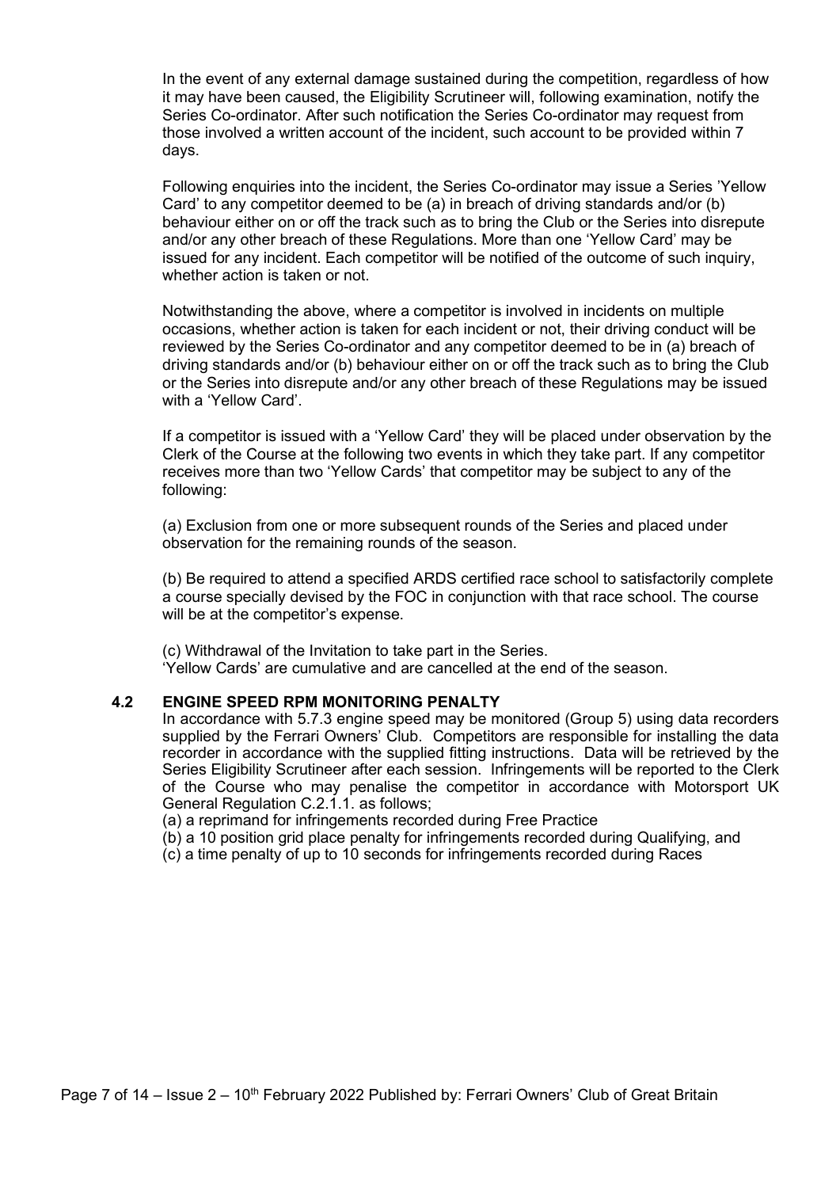In the event of any external damage sustained during the competition, regardless of how it may have been caused, the Eligibility Scrutineer will, following examination, notify the Series Co-ordinator. After such notification the Series Co-ordinator may request from those involved a written account of the incident, such account to be provided within 7 days.

Following enquiries into the incident, the Series Co-ordinator may issue a Series 'Yellow Card' to any competitor deemed to be (a) in breach of driving standards and/or (b) behaviour either on or off the track such as to bring the Club or the Series into disrepute and/or any other breach of these Regulations. More than one 'Yellow Card' may be issued for any incident. Each competitor will be notified of the outcome of such inquiry, whether action is taken or not.

Notwithstanding the above, where a competitor is involved in incidents on multiple occasions, whether action is taken for each incident or not, their driving conduct will be reviewed by the Series Co-ordinator and any competitor deemed to be in (a) breach of driving standards and/or (b) behaviour either on or off the track such as to bring the Club or the Series into disrepute and/or any other breach of these Regulations may be issued with a 'Yellow Card'.

If a competitor is issued with a 'Yellow Card' they will be placed under observation by the Clerk of the Course at the following two events in which they take part. If any competitor receives more than two 'Yellow Cards' that competitor may be subject to any of the following:

(a) Exclusion from one or more subsequent rounds of the Series and placed under observation for the remaining rounds of the season.

(b) Be required to attend a specified ARDS certified race school to satisfactorily complete a course specially devised by the FOC in conjunction with that race school. The course will be at the competitor's expense.

(c) Withdrawal of the Invitation to take part in the Series.
'Yellow Cards' are cumulative and are cancelled at the end of the season.

### 4.2 ENGINE SPEED RPM MONITORING PENALTY

In accordance with 5.7.3 engine speed may be monitored (Group 5) using data recorders supplied by the Ferrari Owners' Club. Competitors are responsible for installing the data recorder in accordance with the supplied fitting instructions. Data will be retrieved by the Series Eligibility Scrutineer after each session. Infringements will be reported to the Clerk of the Course who may penalise the competitor in accordance with Motorsport UK General Regulation C.2.1.1. as follows;

(a) a reprimand for infringements recorded during Free Practice
(b) a 10 position grid place penalty for infringements recorded during Qualifying, and
(c) a time penalty of up to 10 seconds for infringements recorded during Races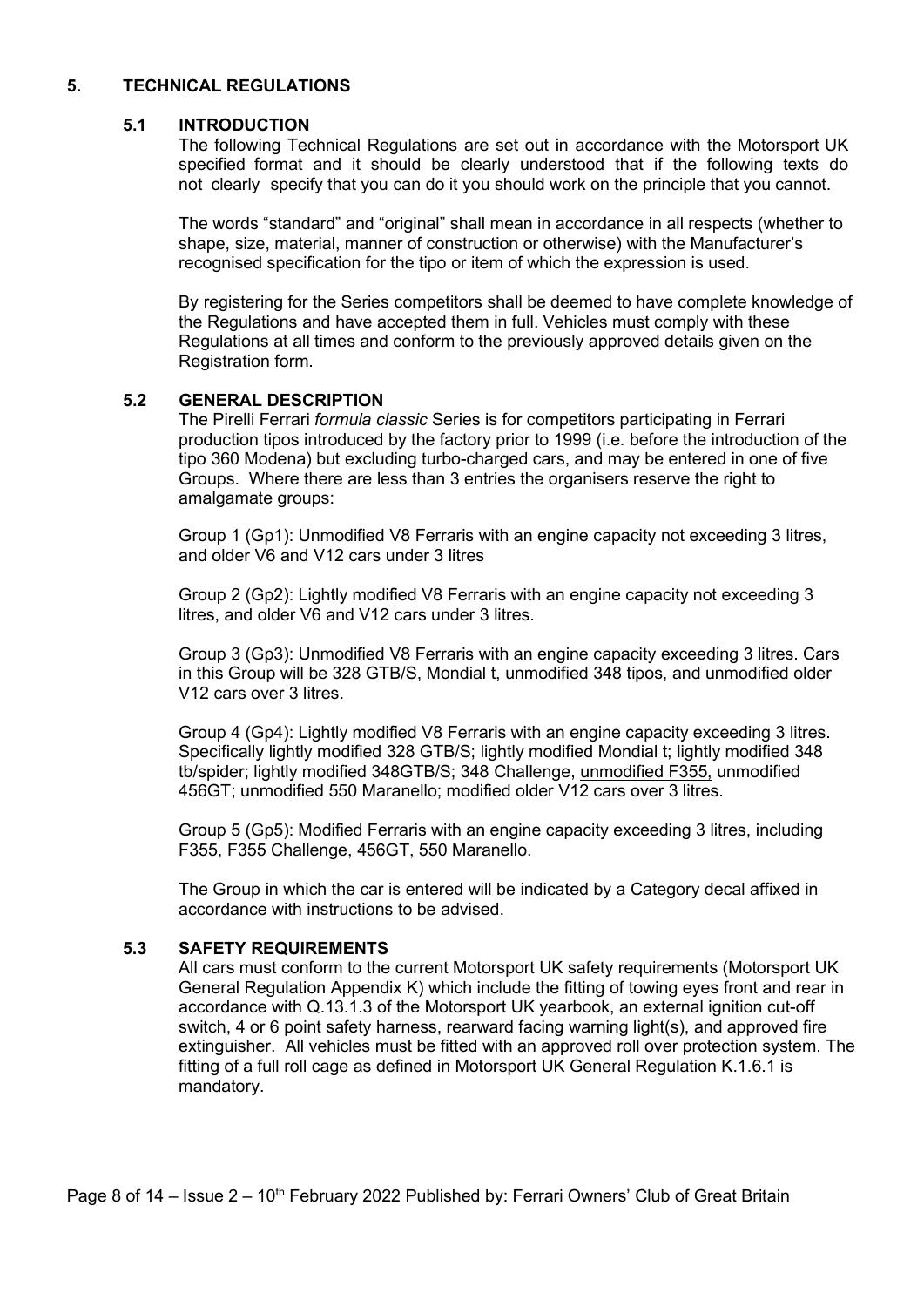## 5. TECHNICAL REGULATIONS

### 5.1 INTRODUCTION

The following Technical Regulations are set out in accordance with the Motorsport UK specified format and it should be clearly understood that if the following texts do not clearly specify that you can do it you should work on the principle that you cannot.

The words "standard" and "original" shall mean in accordance in all respects (whether to shape, size, material, manner of construction or otherwise) with the Manufacturer's recognised specification for the tipo or item of which the expression is used.

By registering for the Series competitors shall be deemed to have complete knowledge of the Regulations and have accepted them in full. Vehicles must comply with these Regulations at all times and conform to the previously approved details given on the Registration form.

### 5.2 GENERAL DESCRIPTION

The Pirelli Ferrari *formula classic* Series is for competitors participating in Ferrari production tipos introduced by the factory prior to 1999 (i.e. before the introduction of the tipo 360 Modena) but excluding turbo-charged cars, and may be entered in one of five Groups. Where there are less than 3 entries the organisers reserve the right to amalgamate groups:

Group 1 (Gp1): Unmodified V8 Ferraris with an engine capacity not exceeding 3 litres, and older V6 and V12 cars under 3 litres

Group 2 (Gp2): Lightly modified V8 Ferraris with an engine capacity not exceeding 3 litres, and older V6 and V12 cars under 3 litres.

Group 3 (Gp3): Unmodified V8 Ferraris with an engine capacity exceeding 3 litres. Cars in this Group will be 328 GTB/S, Mondial t, unmodified 348 tipos, and unmodified older V12 cars over 3 litres.

Group 4 (Gp4): Lightly modified V8 Ferraris with an engine capacity exceeding 3 litres. Specifically lightly modified 328 GTB/S; lightly modified Mondial t; lightly modified 348 tb/spider; lightly modified 348GTB/S; 348 Challenge, <u>unmodified F355,</u> unmodified 456GT; unmodified 550 Maranello; modified older V12 cars over 3 litres.

Group 5 (Gp5): Modified Ferraris with an engine capacity exceeding 3 litres, including F355, F355 Challenge, 456GT, 550 Maranello.

The Group in which the car is entered will be indicated by a Category decal affixed in accordance with instructions to be advised.

### 5.3 SAFETY REQUIREMENTS

All cars must conform to the current Motorsport UK safety requirements (Motorsport UK General Regulation Appendix K) which include the fitting of towing eyes front and rear in accordance with Q.13.1.3 of the Motorsport UK yearbook, an external ignition cut-off switch, 4 or 6 point safety harness, rearward facing warning light(s), and approved fire extinguisher. All vehicles must be fitted with an approved roll over protection system. The fitting of a full roll cage as defined in Motorsport UK General Regulation K.1.6.1 is mandatory.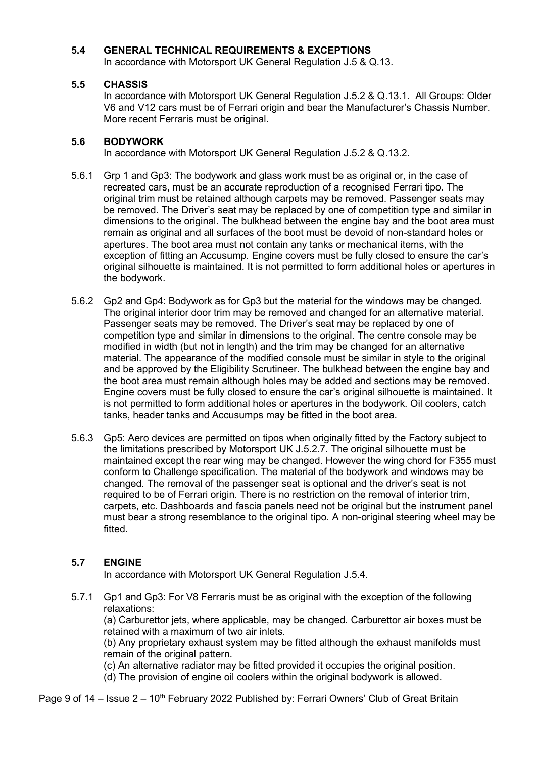## 5.4 GENERAL TECHNICAL REQUIREMENTS & EXCEPTIONS

In accordance with Motorsport UK General Regulation J.5 & Q.13.

## 5.5 CHASSIS

In accordance with Motorsport UK General Regulation J.5.2 & Q.13.1. All Groups: Older V6 and V12 cars must be of Ferrari origin and bear the Manufacturer's Chassis Number. More recent Ferraris must be original.

## 5.6 BODYWORK

In accordance with Motorsport UK General Regulation J.5.2 & Q.13.2.

5.6.1 Grp 1 and Gp3: The bodywork and glass work must be as original or, in the case of recreated cars, must be an accurate reproduction of a recognised Ferrari tipo. The original trim must be retained although carpets may be removed. Passenger seats may be removed. The Driver's seat may be replaced by one of competition type and similar in dimensions to the original. The bulkhead between the engine bay and the boot area must remain as original and all surfaces of the boot must be devoid of non-standard holes or apertures. The boot area must not contain any tanks or mechanical items, with the exception of fitting an Accusump. Engine covers must be fully closed to ensure the car's original silhouette is maintained. It is not permitted to form additional holes or apertures in the bodywork.

5.6.2 Gp2 and Gp4: Bodywork as for Gp3 but the material for the windows may be changed. The original interior door trim may be removed and changed for an alternative material. Passenger seats may be removed. The Driver's seat may be replaced by one of competition type and similar in dimensions to the original. The centre console may be modified in width (but not in length) and the trim may be changed for an alternative material. The appearance of the modified console must be similar in style to the original and be approved by the Eligibility Scrutineer. The bulkhead between the engine bay and the boot area must remain although holes may be added and sections may be removed. Engine covers must be fully closed to ensure the car's original silhouette is maintained. It is not permitted to form additional holes or apertures in the bodywork. Oil coolers, catch tanks, header tanks and Accusumps may be fitted in the boot area.

5.6.3 Gp5: Aero devices are permitted on tipos when originally fitted by the Factory subject to the limitations prescribed by Motorsport UK J.5.2.7. The original silhouette must be maintained except the rear wing may be changed. However the wing chord for F355 must conform to Challenge specification. The material of the bodywork and windows may be changed. The removal of the passenger seat is optional and the driver's seat is not required to be of Ferrari origin. There is no restriction on the removal of interior trim, carpets, etc. Dashboards and fascia panels need not be original but the instrument panel must bear a strong resemblance to the original tipo. A non-original steering wheel may be fitted.

## 5.7 ENGINE

In accordance with Motorsport UK General Regulation J.5.4.

5.7.1 Gp1 and Gp3: For V8 Ferraris must be as original with the exception of the following relaxations:

(a) Carburettor jets, where applicable, may be changed. Carburettor air boxes must be retained with a maximum of two air inlets.

(b) Any proprietary exhaust system may be fitted although the exhaust manifolds must remain of the original pattern.

(c) An alternative radiator may be fitted provided it occupies the original position.

(d) The provision of engine oil coolers within the original bodywork is allowed.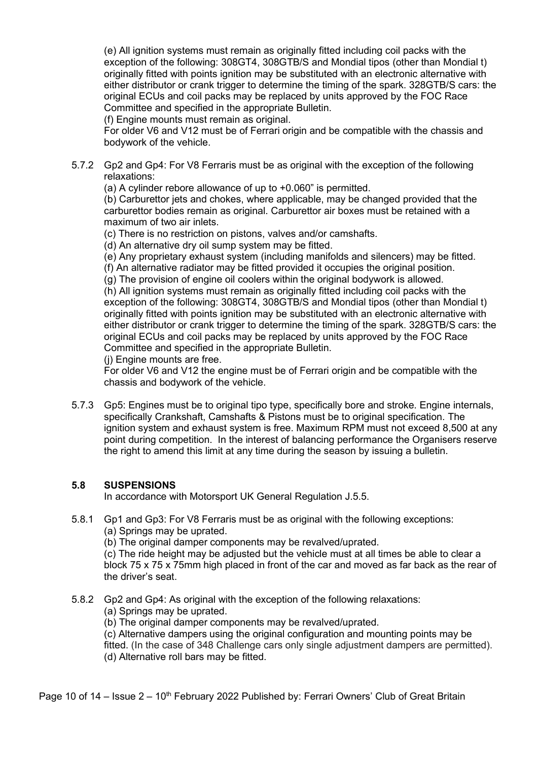(e) All ignition systems must remain as originally fitted including coil packs with the exception of the following: 308GT4, 308GTB/S and Mondial tipos (other than Mondial t) originally fitted with points ignition may be substituted with an electronic alternative with either distributor or crank trigger to determine the timing of the spark. 328GTB/S cars: the original ECUs and coil packs may be replaced by units approved by the FOC Race Committee and specified in the appropriate Bulletin.

(f) Engine mounts must remain as original.

For older V6 and V12 must be of Ferrari origin and be compatible with the chassis and bodywork of the vehicle.

5.7.2 Gp2 and Gp4: For V8 Ferraris must be as original with the exception of the following relaxations:

(a) A cylinder rebore allowance of up to +0.060" is permitted.

(b) Carburettor jets and chokes, where applicable, may be changed provided that the carburettor bodies remain as original. Carburettor air boxes must be retained with a maximum of two air inlets.

(c) There is no restriction on pistons, valves and/or camshafts.

(d) An alternative dry oil sump system may be fitted.

(e) Any proprietary exhaust system (including manifolds and silencers) may be fitted.

(f) An alternative radiator may be fitted provided it occupies the original position.

(g) The provision of engine oil coolers within the original bodywork is allowed.

(h) All ignition systems must remain as originally fitted including coil packs with the exception of the following: 308GT4, 308GTB/S and Mondial tipos (other than Mondial t) originally fitted with points ignition may be substituted with an electronic alternative with either distributor or crank trigger to determine the timing of the spark. 328GTB/S cars: the original ECUs and coil packs may be replaced by units approved by the FOC Race Committee and specified in the appropriate Bulletin.

(j) Engine mounts are free.

For older V6 and V12 the engine must be of Ferrari origin and be compatible with the chassis and bodywork of the vehicle.

5.7.3 Gp5: Engines must be to original tipo type, specifically bore and stroke. Engine internals, specifically Crankshaft, Camshafts & Pistons must be to original specification. The ignition system and exhaust system is free. Maximum RPM must not exceed 8,500 at any point during competition. In the interest of balancing performance the Organisers reserve the right to amend this limit at any time during the season by issuing a bulletin.

### 5.8 SUSPENSIONS

In accordance with Motorsport UK General Regulation J.5.5.

5.8.1 Gp1 and Gp3: For V8 Ferraris must be as original with the following exceptions:

(a) Springs may be uprated.

(b) The original damper components may be revalved/uprated.

(c) The ride height may be adjusted but the vehicle must at all times be able to clear a block 75 x 75 x 75mm high placed in front of the car and moved as far back as the rear of the driver's seat.

5.8.2 Gp2 and Gp4: As original with the exception of the following relaxations:

(a) Springs may be uprated.

(b) The original damper components may be revalved/uprated.

(c) Alternative dampers using the original configuration and mounting points may be fitted. (In the case of 348 Challenge cars only single adjustment dampers are permitted).

(d) Alternative roll bars may be fitted.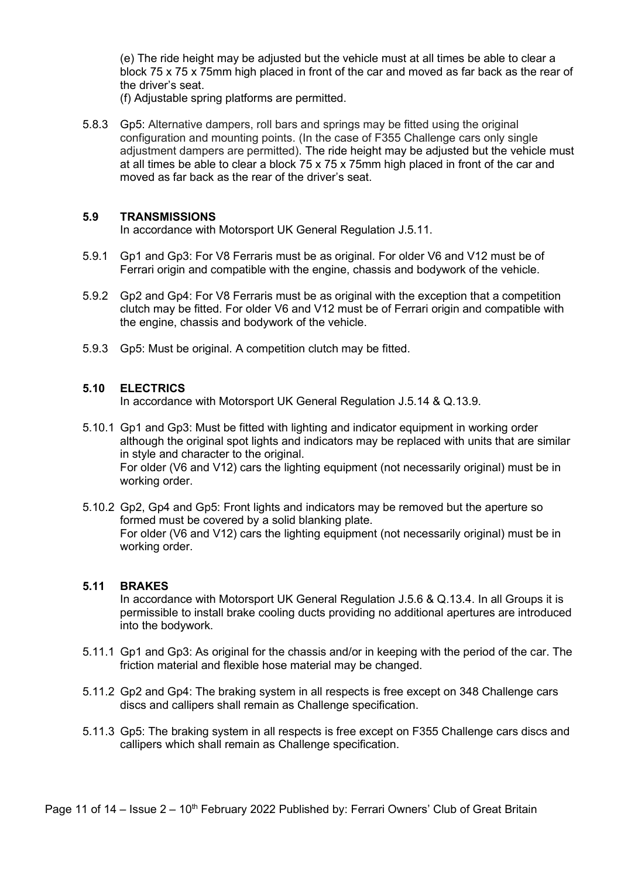(e) The ride height may be adjusted but the vehicle must at all times be able to clear a block 75 x 75 x 75mm high placed in front of the car and moved as far back as the rear of the driver's seat.

(f) Adjustable spring platforms are permitted.

5.8.3 Gp5: Alternative dampers, roll bars and springs may be fitted using the original configuration and mounting points. (In the case of F355 Challenge cars only single adjustment dampers are permitted). The ride height may be adjusted but the vehicle must at all times be able to clear a block 75 x 75 x 75mm high placed in front of the car and moved as far back as the rear of the driver's seat.

## 5.9 TRANSMISSIONS

In accordance with Motorsport UK General Regulation J.5.11.

5.9.1 Gp1 and Gp3: For V8 Ferraris must be as original. For older V6 and V12 must be of Ferrari origin and compatible with the engine, chassis and bodywork of the vehicle.

5.9.2 Gp2 and Gp4: For V8 Ferraris must be as original with the exception that a competition clutch may be fitted. For older V6 and V12 must be of Ferrari origin and compatible with the engine, chassis and bodywork of the vehicle.

5.9.3 Gp5: Must be original. A competition clutch may be fitted.

## 5.10 ELECTRICS

In accordance with Motorsport UK General Regulation J.5.14 & Q.13.9.

5.10.1 Gp1 and Gp3: Must be fitted with lighting and indicator equipment in working order although the original spot lights and indicators may be replaced with units that are similar in style and character to the original.
For older (V6 and V12) cars the lighting equipment (not necessarily original) must be in working order.

5.10.2 Gp2, Gp4 and Gp5: Front lights and indicators may be removed but the aperture so formed must be covered by a solid blanking plate.
For older (V6 and V12) cars the lighting equipment (not necessarily original) must be in working order.

## 5.11 BRAKES

In accordance with Motorsport UK General Regulation J.5.6 & Q.13.4. In all Groups it is permissible to install brake cooling ducts providing no additional apertures are introduced into the bodywork.

5.11.1 Gp1 and Gp3: As original for the chassis and/or in keeping with the period of the car. The friction material and flexible hose material may be changed.

5.11.2 Gp2 and Gp4: The braking system in all respects is free except on 348 Challenge cars discs and callipers shall remain as Challenge specification.

5.11.3 Gp5: The braking system in all respects is free except on F355 Challenge cars discs and callipers which shall remain as Challenge specification.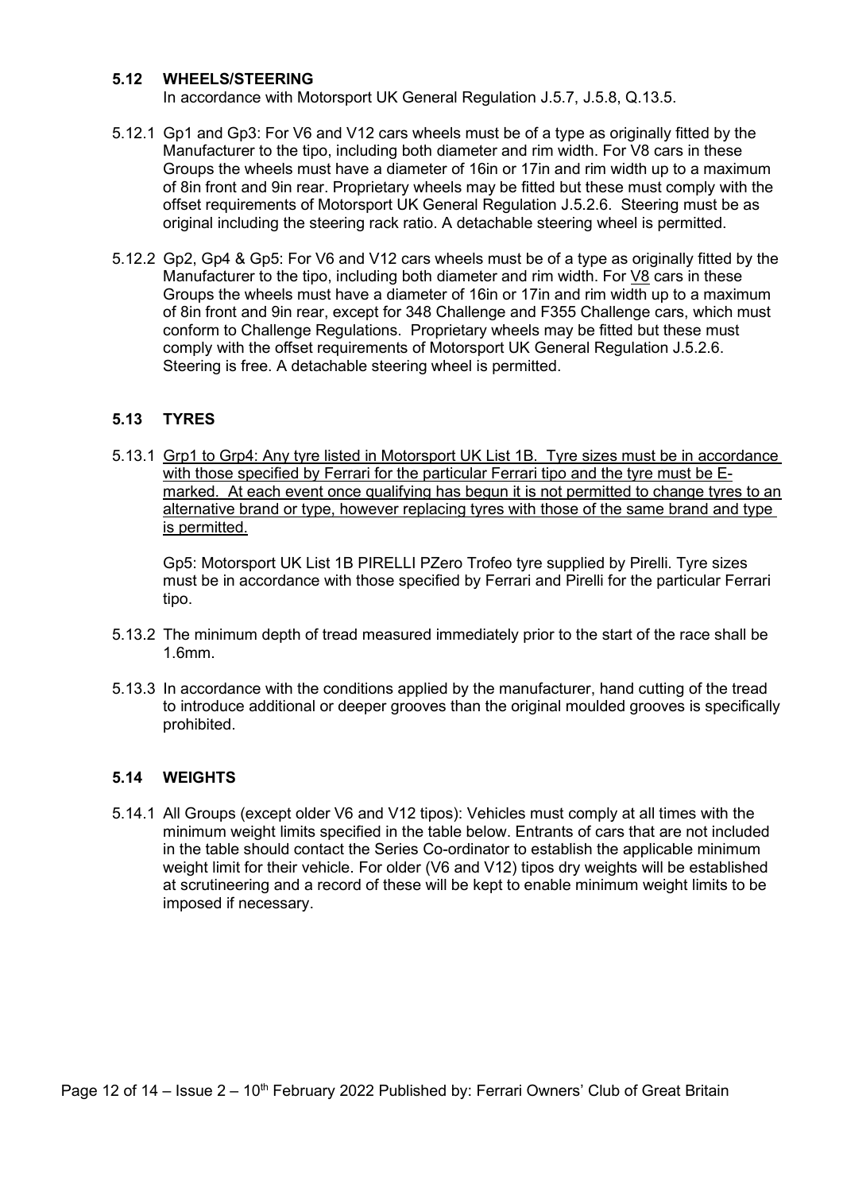### 5.12 WHEELS/STEERING

In accordance with Motorsport UK General Regulation J.5.7, J.5.8, Q.13.5.

5.12.1 Gp1 and Gp3: For V6 and V12 cars wheels must be of a type as originally fitted by the Manufacturer to the tipo, including both diameter and rim width. For V8 cars in these Groups the wheels must have a diameter of 16in or 17in and rim width up to a maximum of 8in front and 9in rear. Proprietary wheels may be fitted but these must comply with the offset requirements of Motorsport UK General Regulation J.5.2.6. Steering must be as original including the steering rack ratio. A detachable steering wheel is permitted.

5.12.2 Gp2, Gp4 & Gp5: For V6 and V12 cars wheels must be of a type as originally fitted by the Manufacturer to the tipo, including both diameter and rim width. For <u>V8</u> cars in these Groups the wheels must have a diameter of 16in or 17in and rim width up to a maximum of 8in front and 9in rear, except for 348 Challenge and F355 Challenge cars, which must conform to Challenge Regulations. Proprietary wheels may be fitted but these must comply with the offset requirements of Motorsport UK General Regulation J.5.2.6. Steering is free. A detachable steering wheel is permitted.

### 5.13 TYRES

5.13.1 <u>Grp1 to Grp4: Any tyre listed in Motorsport UK List 1B. Tyre sizes must be in accordance with those specified by Ferrari for the particular Ferrari tipo and the tyre must be E-marked. At each event once qualifying has begun it is not permitted to change tyres to an alternative brand or type, however replacing tyres with those of the same brand and type is permitted.</u>

Gp5: Motorsport UK List 1B PIRELLI PZero Trofeo tyre supplied by Pirelli. Tyre sizes must be in accordance with those specified by Ferrari and Pirelli for the particular Ferrari tipo.

5.13.2 The minimum depth of tread measured immediately prior to the start of the race shall be 1.6mm.

5.13.3 In accordance with the conditions applied by the manufacturer, hand cutting of the tread to introduce additional or deeper grooves than the original moulded grooves is specifically prohibited.

### 5.14 WEIGHTS

5.14.1 All Groups (except older V6 and V12 tipos): Vehicles must comply at all times with the minimum weight limits specified in the table below. Entrants of cars that are not included in the table should contact the Series Co-ordinator to establish the applicable minimum weight limit for their vehicle. For older (V6 and V12) tipos dry weights will be established at scrutineering and a record of these will be kept to enable minimum weight limits to be imposed if necessary.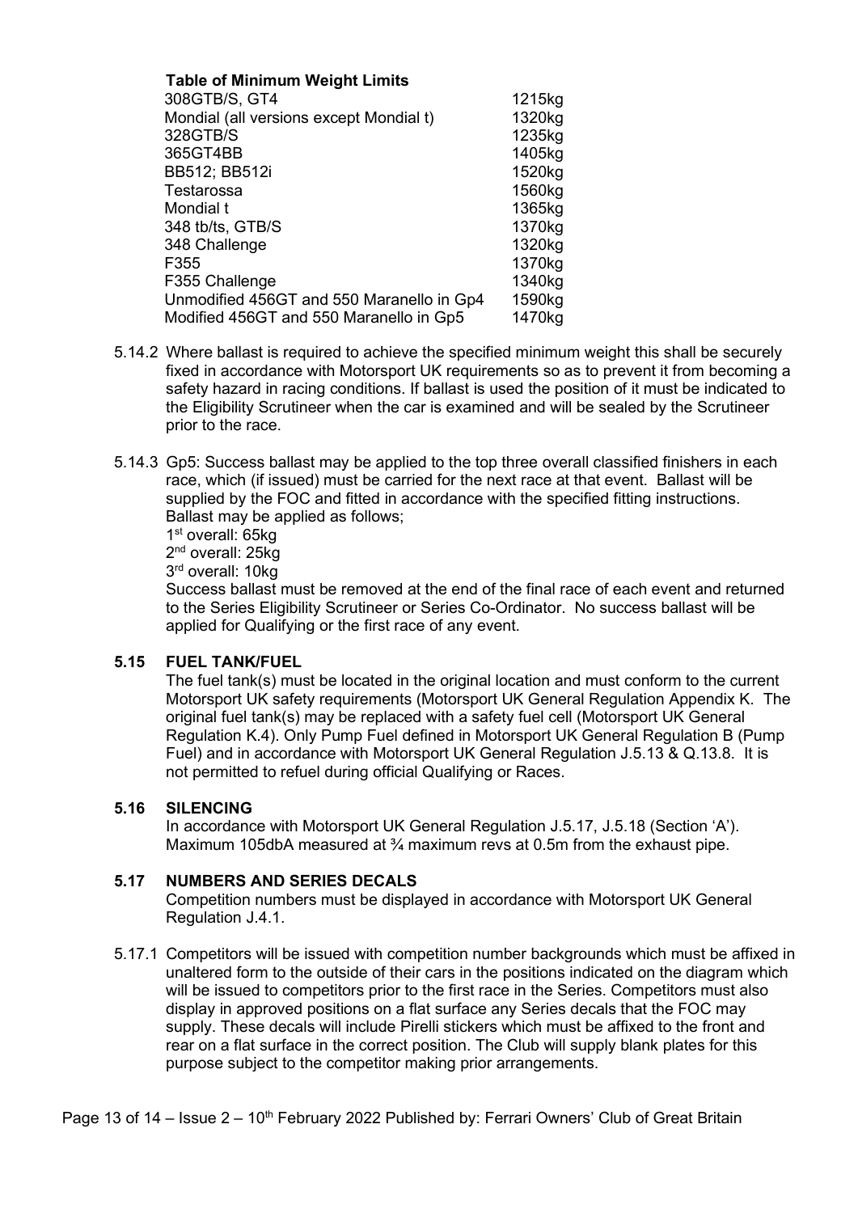**Table of Minimum Weight Limits**

| | |
|---|---|
| 308GTB/S, GT4 | 1215kg |
| Mondial (all versions except Mondial t) | 1320kg |
| 328GTB/S | 1235kg |
| 365GT4BB | 1405kg |
| BB512; BB512i | 1520kg |
| Testarossa | 1560kg |
| Mondial t | 1365kg |
| 348 tb/ts, GTB/S | 1370kg |
| 348 Challenge | 1320kg |
| F355 | 1370kg |
| F355 Challenge | 1340kg |
| Unmodified 456GT and 550 Maranello in Gp4 | 1590kg |
| Modified 456GT and 550 Maranello in Gp5 | 1470kg |

5.14.2 Where ballast is required to achieve the specified minimum weight this shall be securely fixed in accordance with Motorsport UK requirements so as to prevent it from becoming a safety hazard in racing conditions. If ballast is used the position of it must be indicated to the Eligibility Scrutineer when the car is examined and will be sealed by the Scrutineer prior to the race.

5.14.3 Gp5: Success ballast may be applied to the top three overall classified finishers in each race, which (if issued) must be carried for the next race at that event. Ballast will be supplied by the FOC and fitted in accordance with the specified fitting instructions. Ballast may be applied as follows;
1st overall: 65kg
2nd overall: 25kg
3rd overall: 10kg
Success ballast must be removed at the end of the final race of each event and returned to the Series Eligibility Scrutineer or Series Co-Ordinator. No success ballast will be applied for Qualifying or the first race of any event.

### 5.15 FUEL TANK/FUEL

The fuel tank(s) must be located in the original location and must conform to the current Motorsport UK safety requirements (Motorsport UK General Regulation Appendix K. The original fuel tank(s) may be replaced with a safety fuel cell (Motorsport UK General Regulation K.4). Only Pump Fuel defined in Motorsport UK General Regulation B (Pump Fuel) and in accordance with Motorsport UK General Regulation J.5.13 & Q.13.8. It is not permitted to refuel during official Qualifying or Races.

### 5.16 SILENCING

In accordance with Motorsport UK General Regulation J.5.17, J.5.18 (Section 'A'). Maximum 105dbA measured at ¾ maximum revs at 0.5m from the exhaust pipe.

### 5.17 NUMBERS AND SERIES DECALS

Competition numbers must be displayed in accordance with Motorsport UK General Regulation J.4.1.

5.17.1 Competitors will be issued with competition number backgrounds which must be affixed in unaltered form to the outside of their cars in the positions indicated on the diagram which will be issued to competitors prior to the first race in the Series. Competitors must also display in approved positions on a flat surface any Series decals that the FOC may supply. These decals will include Pirelli stickers which must be affixed to the front and rear on a flat surface in the correct position. The Club will supply blank plates for this purpose subject to the competitor making prior arrangements.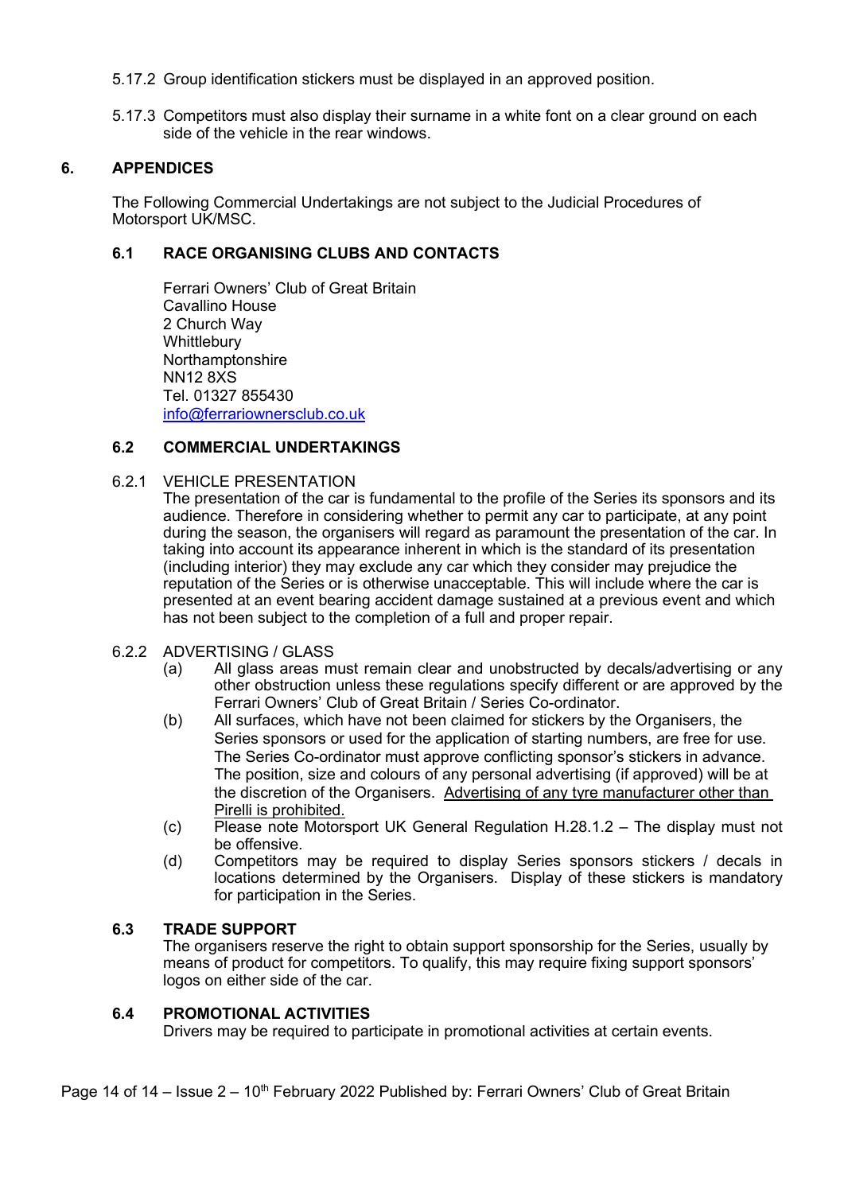5.17.2 Group identification stickers must be displayed in an approved position.

5.17.3 Competitors must also display their surname in a white font on a clear ground on each side of the vehicle in the rear windows.

## 6. APPENDICES

The Following Commercial Undertakings are not subject to the Judicial Procedures of Motorsport UK/MSC.

### 6.1 RACE ORGANISING CLUBS AND CONTACTS

Ferrari Owners' Club of Great Britain
Cavallino House
2 Church Way
Whittlebury
Northamptonshire
NN12 8XS
Tel. 01327 855430
info@ferrariownersclub.co.uk

### 6.2 COMMERCIAL UNDERTAKINGS

6.2.1 VEHICLE PRESENTATION

The presentation of the car is fundamental to the profile of the Series its sponsors and its audience. Therefore in considering whether to permit any car to participate, at any point during the season, the organisers will regard as paramount the presentation of the car. In taking into account its appearance inherent in which is the standard of its presentation (including interior) they may exclude any car which they consider may prejudice the reputation of the Series or is otherwise unacceptable. This will include where the car is presented at an event bearing accident damage sustained at a previous event and which has not been subject to the completion of a full and proper repair.

6.2.2 ADVERTISING / GLASS

(a) All glass areas must remain clear and unobstructed by decals/advertising or any other obstruction unless these regulations specify different or are approved by the Ferrari Owners' Club of Great Britain / Series Co-ordinator.

(b) All surfaces, which have not been claimed for stickers by the Organisers, the Series sponsors or used for the application of starting numbers, are free for use. The Series Co-ordinator must approve conflicting sponsor's stickers in advance. The position, size and colours of any personal advertising (if approved) will be at the discretion of the Organisers. <u>Advertising of any tyre manufacturer other than Pirelli is prohibited.</u>

(c) Please note Motorsport UK General Regulation H.28.1.2 – The display must not be offensive.

(d) Competitors may be required to display Series sponsors stickers / decals in locations determined by the Organisers. Display of these stickers is mandatory for participation in the Series.

### 6.3 TRADE SUPPORT

The organisers reserve the right to obtain support sponsorship for the Series, usually by means of product for competitors. To qualify, this may require fixing support sponsors' logos on either side of the car.

### 6.4 PROMOTIONAL ACTIVITIES

Drivers may be required to participate in promotional activities at certain events.